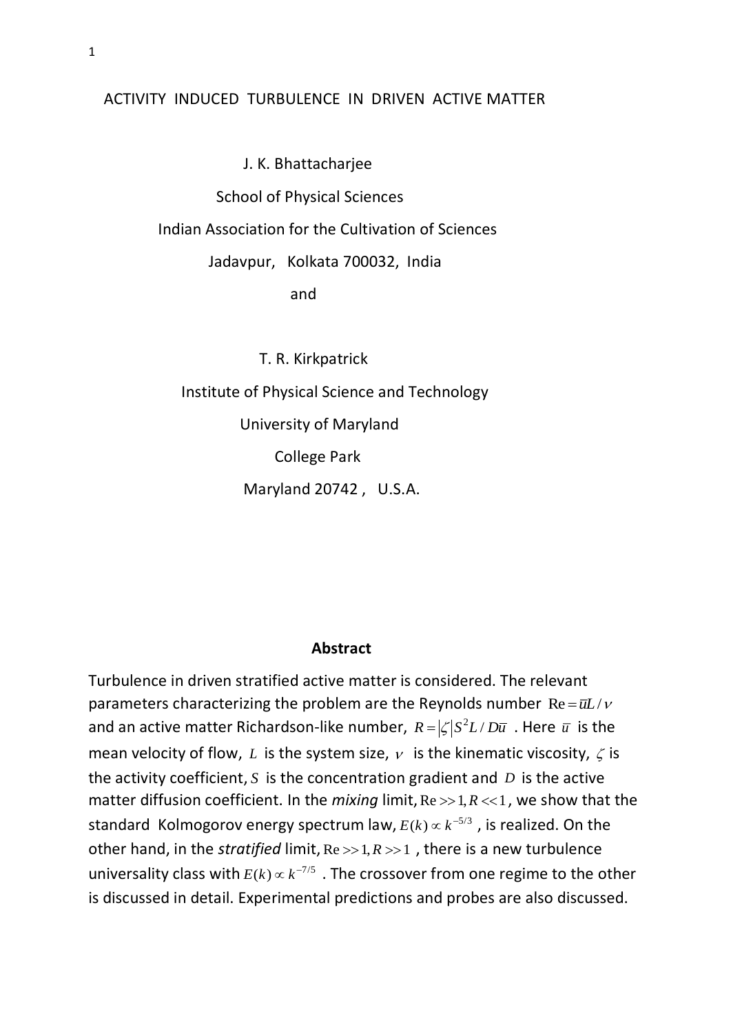# ACTIVITY INDUCED TURBULENCE IN DRIVEN ACTIVE MATTER

J. K. Bhattacharjee

School of Physical Sciences

Indian Association for the Cultivation of Sciences

Jadavpur, Kolkata 700032, India

and

T. R. Kirkpatrick

Institute of Physical Science and Technology

University of Maryland

College Park

Maryland 20742 , U.S.A.

## Abstract

Turbulence in driven stratified active matter is considered. The relevant parameters characterizing the problem are the Reynolds number $\mathrm{Re} = \overline{u}L/\nu$ and an active matter Richardson-like number, $R = |\zeta| S^2 L / D\overline{u}$ . Here $\overline{u}$ is the mean velocity of flow, $L$ is the system size, $\nu$ is the kinematic viscosity, $\zeta$ is the activity coefficient, $S$ is the concentration gradient and $D$ is the active matter diffusion coefficient. In the *mixing* limit, $\mathrm{Re} >> 1, R << 1$, we show that the standard Kolmogorov energy spectrum law, $E(k) \propto k^{-5/3}$ , is realized. On the other hand, in the *stratified* limit, $\mathrm{Re} >> 1, R >> 1$ , there is a new turbulence universality class with $E(k) \propto k^{-7/5}$ . The crossover from one regime to the other is discussed in detail. Experimental predictions and probes are also discussed.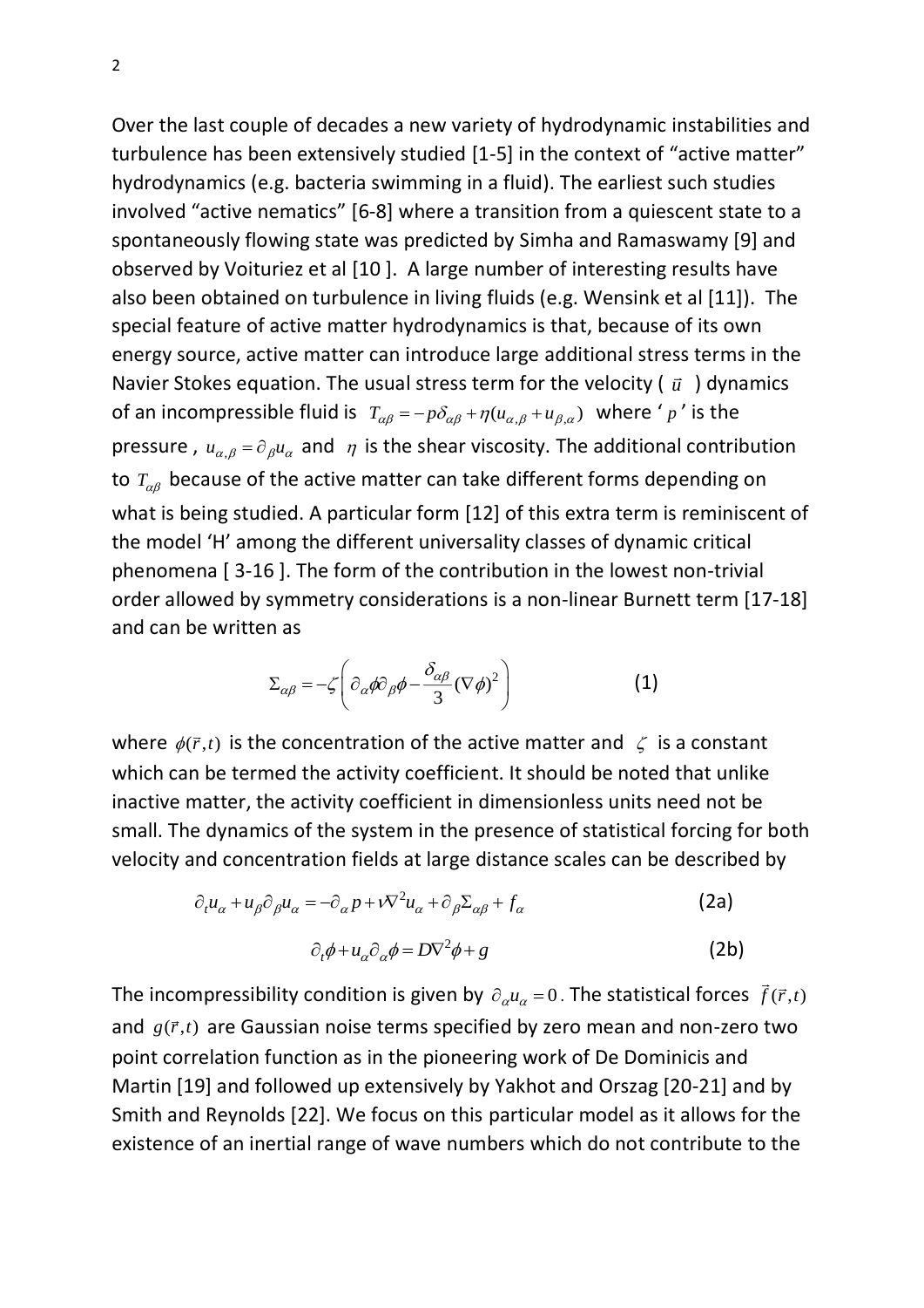Over the last couple of decades a new variety of hydrodynamic instabilities and turbulence has been extensively studied [1-5] in the context of "active matter" hydrodynamics (e.g. bacteria swimming in a fluid). The earliest such studies involved "active nematics" [6-8] where a transition from a quiescent state to a spontaneously flowing state was predicted by Simha and Ramaswamy [9] and observed by Voituriez et al [10 ]. A large number of interesting results have also been obtained on turbulence in living fluids (e.g. Wensink et al [11]). The special feature of active matter hydrodynamics is that, because of its own energy source, active matter can introduce large additional stress terms in the Navier Stokes equation. The usual stress term for the velocity ( $\vec{u}$ ) dynamics of an incompressible fluid is $T_{\alpha\beta} = -p\delta_{\alpha\beta} + \eta(u_{\alpha,\beta} + u_{\beta,\alpha})$ where ' $p$ ' is the pressure , $u_{\alpha,\beta} = \partial_\beta u_\alpha$ and $\eta$ is the shear viscosity. The additional contribution to $T_{\alpha\beta}$ because of the active matter can take different forms depending on what is being studied. A particular form [12] of this extra term is reminiscent of the model 'H' among the different universality classes of dynamic critical phenomena [ 3-16 ]. The form of the contribution in the lowest non-trivial order allowed by symmetry considerations is a non-linear Burnett term [17-18] and can be written as

$$\Sigma_{\alpha\beta} = -\zeta\left(\partial_\alpha\phi\partial_\beta\phi - \frac{\delta_{\alpha\beta}}{3}(\nabla\phi)^2\right) \tag{1}$$

where $\phi(\vec{r},t)$ is the concentration of the active matter and $\zeta$ is a constant which can be termed the activity coefficient. It should be noted that unlike inactive matter, the activity coefficient in dimensionless units need not be small. The dynamics of the system in the presence of statistical forcing for both velocity and concentration fields at large distance scales can be described by

$$\partial_t u_\alpha + u_\beta \partial_\beta u_\alpha = -\partial_\alpha p + \nu\nabla^2 u_\alpha + \partial_\beta \Sigma_{\alpha\beta} + f_\alpha \tag{2a}$$

$$\partial_t \phi + u_\alpha \partial_\alpha \phi = D\nabla^2\phi + g \tag{2b}$$

The incompressibility condition is given by $\partial_\alpha u_\alpha = 0$. The statistical forces $\vec{f}(\vec{r},t)$ and $g(\vec{r},t)$ are Gaussian noise terms specified by zero mean and non-zero two point correlation function as in the pioneering work of De Dominicis and Martin [19] and followed up extensively by Yakhot and Orszag [20-21] and by Smith and Reynolds [22]. We focus on this particular model as it allows for the existence of an inertial range of wave numbers which do not contribute to the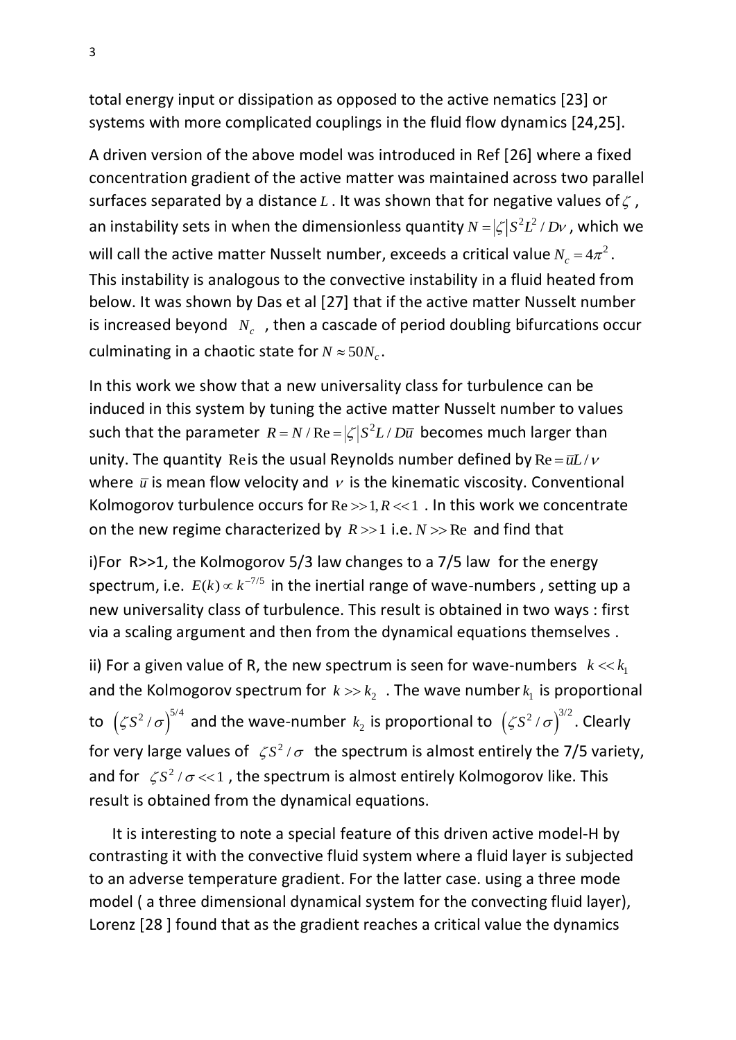total energy input or dissipation as opposed to the active nematics [23] or systems with more complicated couplings in the fluid flow dynamics [24,25].

A driven version of the above model was introduced in Ref [26] where a fixed concentration gradient of the active matter was maintained across two parallel surfaces separated by a distance $L$. It was shown that for negative values of $\zeta$, an instability sets in when the dimensionless quantity $N = |\zeta| S^2 L^2 / D\nu$, which we will call the active matter Nusselt number, exceeds a critical value $N_c = 4\pi^2$. This instability is analogous to the convective instability in a fluid heated from below. It was shown by Das et al [27] that if the active matter Nusselt number is increased beyond $N_c$, then a cascade of period doubling bifurcations occur culminating in a chaotic state for $N \approx 50N_c$.

In this work we show that a new universality class for turbulence can be induced in this system by tuning the active matter Nusselt number to values such that the parameter $R = N/\mathrm{Re} = |\zeta| S^2 L / D\bar{u}$ becomes much larger than unity. The quantity $\mathrm{Re}$ is the usual Reynolds number defined by $\mathrm{Re} = \bar{u}L/\nu$ where $\bar{u}$ is mean flow velocity and $\nu$ is the kinematic viscosity. Conventional Kolmogorov turbulence occurs for $\mathrm{Re} >> 1, R << 1$. In this work we concentrate on the new regime characterized by $R >> 1$ i.e. $N >> \mathrm{Re}$ and find that

i)For R>>1, the Kolmogorov 5/3 law changes to a 7/5 law for the energy spectrum, i.e. $E(k) \propto k^{-7/5}$ in the inertial range of wave-numbers , setting up a new universality class of turbulence. This result is obtained in two ways : first via a scaling argument and then from the dynamical equations themselves .

ii) For a given value of R, the new spectrum is seen for wave-numbers $k << k_1$ and the Kolmogorov spectrum for $k >> k_2$ . The wave number $k_1$ is proportional to $\left(\zeta S^2/\sigma\right)^{5/4}$ and the wave-number $k_2$ is proportional to $\left(\zeta S^2/\sigma\right)^{3/2}$. Clearly for very large values of $\zeta S^2/\sigma$ the spectrum is almost entirely the 7/5 variety, and for $\zeta S^2/\sigma << 1$ , the spectrum is almost entirely Kolmogorov like. This result is obtained from the dynamical equations.

It is interesting to note a special feature of this driven active model-H by contrasting it with the convective fluid system where a fluid layer is subjected to an adverse temperature gradient. For the latter case. using a three mode model ( a three dimensional dynamical system for the convecting fluid layer), Lorenz [28 ] found that as the gradient reaches a critical value the dynamics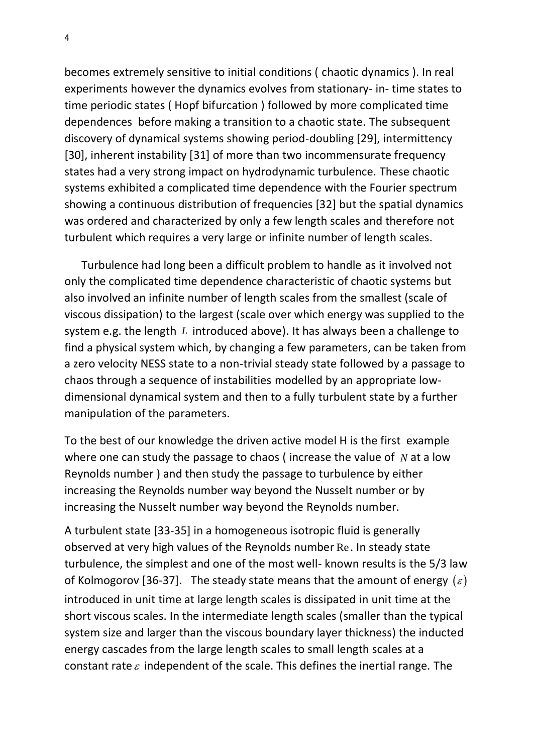becomes extremely sensitive to initial conditions ( chaotic dynamics ). In real experiments however the dynamics evolves from stationary- in- time states to time periodic states ( Hopf bifurcation ) followed by more complicated time dependences before making a transition to a chaotic state. The subsequent discovery of dynamical systems showing period-doubling [29], intermittency [30], inherent instability [31] of more than two incommensurate frequency states had a very strong impact on hydrodynamic turbulence. These chaotic systems exhibited a complicated time dependence with the Fourier spectrum showing a continuous distribution of frequencies [32] but the spatial dynamics was ordered and characterized by only a few length scales and therefore not turbulent which requires a very large or infinite number of length scales.

Turbulence had long been a difficult problem to handle as it involved not only the complicated time dependence characteristic of chaotic systems but also involved an infinite number of length scales from the smallest (scale of viscous dissipation) to the largest (scale over which energy was supplied to the system e.g. the length $L$ introduced above). It has always been a challenge to find a physical system which, by changing a few parameters, can be taken from a zero velocity NESS state to a non-trivial steady state followed by a passage to chaos through a sequence of instabilities modelled by an appropriate low-dimensional dynamical system and then to a fully turbulent state by a further manipulation of the parameters.

To the best of our knowledge the driven active model H is the first example where one can study the passage to chaos ( increase the value of $N$ at a low Reynolds number ) and then study the passage to turbulence by either increasing the Reynolds number way beyond the Nusselt number or by increasing the Nusselt number way beyond the Reynolds number.

A turbulent state [33-35] in a homogeneous isotropic fluid is generally observed at very high values of the Reynolds number $\mathrm{Re}$. In steady state turbulence, the simplest and one of the most well- known results is the 5/3 law of Kolmogorov [36-37]. The steady state means that the amount of energy $(\varepsilon)$ introduced in unit time at large length scales is dissipated in unit time at the short viscous scales. In the intermediate length scales (smaller than the typical system size and larger than the viscous boundary layer thickness) the inducted energy cascades from the large length scales to small length scales at a constant rate $\varepsilon$ independent of the scale. This defines the inertial range. The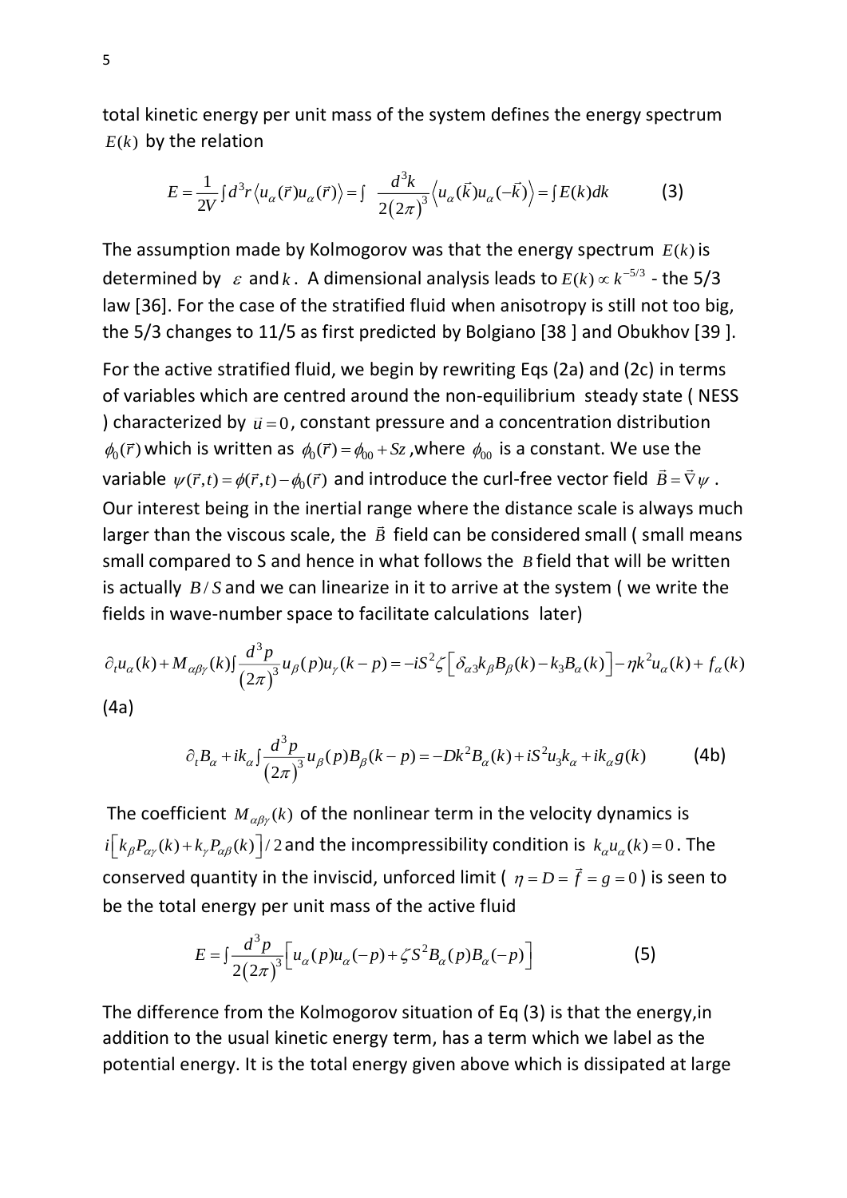total kinetic energy per unit mass of the system defines the energy spectrum $E(k)$ by the relation

$$E = \frac{1}{2V}\int d^3r \left\langle u_\alpha(\vec{r})u_\alpha(\vec{r})\right\rangle = \int \frac{d^3k}{2(2\pi)^3}\left\langle u_\alpha(\vec{k})u_\alpha(-\vec{k})\right\rangle = \int E(k)dk \qquad (3)$$

The assumption made by Kolmogorov was that the energy spectrum $E(k)$ is determined by $\varepsilon$ and $k$. A dimensional analysis leads to $E(k) \propto k^{-5/3}$ - the 5/3 law [36]. For the case of the stratified fluid when anisotropy is still not too big, the 5/3 changes to 11/5 as first predicted by Bolgiano [38 ] and Obukhov [39 ].

For the active stratified fluid, we begin by rewriting Eqs (2a) and (2c) in terms of variables which are centred around the non-equilibrium steady state ( NESS ) characterized by $\vec{u} = 0$, constant pressure and a concentration distribution $\phi_0(\vec{r})$ which is written as $\phi_0(\vec{r}) = \phi_{00} + Sz$ ,where $\phi_{00}$ is a constant. We use the variable $\psi(\vec{r},t) = \phi(\vec{r},t) - \phi_0(\vec{r})$ and introduce the curl-free vector field $\vec{B} = \vec{\nabla}\psi$ . Our interest being in the inertial range where the distance scale is always much larger than the viscous scale, the $\vec{B}$ field can be considered small ( small means small compared to S and hence in what follows the $B$ field that will be written is actually $B/S$ and we can linearize in it to arrive at the system ( we write the fields in wave-number space to facilitate calculations later)

$$\partial_t u_\alpha(k) + M_{\alpha\beta\gamma}(k)\int \frac{d^3p}{(2\pi)^3}u_\beta(p)u_\gamma(k-p) = -iS^2\zeta\left[\delta_{\alpha 3}k_\beta B_\beta(k) - k_3 B_\alpha(k)\right] - \eta k^2 u_\alpha(k) + f_\alpha(k)$$

(4a)

$$\partial_t B_\alpha + ik_\alpha \int \frac{d^3p}{(2\pi)^3}u_\beta(p)B_\beta(k-p) = -Dk^2 B_\alpha(k) + iS^2 u_3 k_\alpha + ik_\alpha g(k) \qquad (4b)$$

The coefficient $M_{\alpha\beta\gamma}(k)$ of the nonlinear term in the velocity dynamics is $i\left[k_\beta P_{\alpha\gamma}(k) + k_\gamma P_{\alpha\beta}(k)\right]/2$ and the incompressibility condition is $k_\alpha u_\alpha(k) = 0$. The conserved quantity in the inviscid, unforced limit ( $\eta = D = \vec{f} = g = 0$ ) is seen to be the total energy per unit mass of the active fluid

$$E = \int \frac{d^3p}{2(2\pi)^3}\left[u_\alpha(p)u_\alpha(-p) + \zeta S^2 B_\alpha(p)B_\alpha(-p)\right] \qquad (5)$$

The difference from the Kolmogorov situation of Eq (3) is that the energy,in addition to the usual kinetic energy term, has a term which we label as the potential energy. It is the total energy given above which is dissipated at large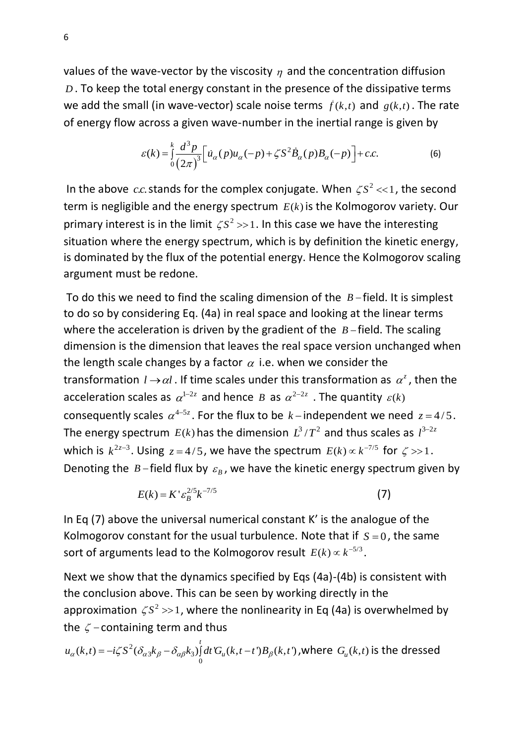values of the wave-vector by the viscosity $\eta$ and the concentration diffusion $D$. To keep the total energy constant in the presence of the dissipative terms we add the small (in wave-vector) scale noise terms $f(k,t)$ and $g(k,t)$. The rate of energy flow across a given wave-number in the inertial range is given by

$$\varepsilon(k) = \int_0^k \frac{d^3 p}{(2\pi)^3} \left[ \dot{u}_\alpha(p) u_\alpha(-p) + \zeta S^2 \dot{B}_\alpha(p) B_\alpha(-p) \right] + c.c. \tag{6}$$

In the above $c.c.$ stands for the complex conjugate. When $\zeta S^2 << 1$, the second term is negligible and the energy spectrum $E(k)$ is the Kolmogorov variety. Our primary interest is in the limit $\zeta S^2 >> 1$. In this case we have the interesting situation where the energy spectrum, which is by definition the kinetic energy, is dominated by the flux of the potential energy. Hence the Kolmogorov scaling argument must be redone.

To do this we need to find the scaling dimension of the $B-$field. It is simplest to do so by considering Eq. (4a) in real space and looking at the linear terms where the acceleration is driven by the gradient of the $B-$field. The scaling dimension is the dimension that leaves the real space version unchanged when the length scale changes by a factor $\alpha$ i.e. when we consider the transformation $l \to \alpha l$. If time scales under this transformation as $\alpha^z$, then the acceleration scales as $\alpha^{1-2z}$ and hence $B$ as $\alpha^{2-2z}$. The quantity $\varepsilon(k)$ consequently scales $\alpha^{4-5z}$. For the flux to be $k-$independent we need $z = 4/5$. The energy spectrum $E(k)$ has the dimension $L^3/T^2$ and thus scales as $l^{3-2z}$ which is $k^{2z-3}$. Using $z = 4/5$, we have the spectrum $E(k) \propto k^{-7/5}$ for $\zeta >> 1$. Denoting the $B-$field flux by $\varepsilon_B$, we have the kinetic energy spectrum given by

$$E(k) = K' \varepsilon_B^{2/5} k^{-7/5} \tag{7}$$

In Eq (7) above the universal numerical constant K' is the analogue of the Kolmogorov constant for the usual turbulence. Note that if $S = 0$, the same sort of arguments lead to the Kolmogorov result $E(k) \propto k^{-5/3}$.

Next we show that the dynamics specified by Eqs (4a)-(4b) is consistent with the conclusion above. This can be seen by working directly in the approximation $\zeta S^2 >> 1$, where the nonlinearity in Eq (4a) is overwhelmed by the $\zeta-$containing term and thus

$u_\alpha(k,t) = -i\zeta S^2 (\delta_{\alpha 3} k_\beta - \delta_{\alpha\beta} k_3) \int_0^t dt' G_u(k, t-t') B_\beta(k,t')$, where $G_u(k,t)$ is the dressed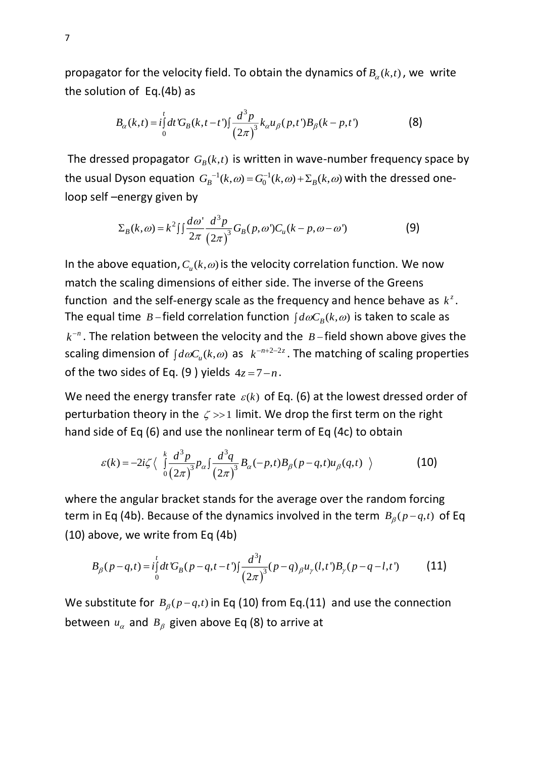propagator for the velocity field. To obtain the dynamics of $B_\alpha(k,t)$, we write the solution of Eq.(4b) as

$$B_\alpha(k,t) = i\int_0^t dt' G_B(k,t-t')\int \frac{d^3p}{(2\pi)^3} k_\alpha u_\beta(p,t') B_\beta(k-p,t') \tag{8}$$

The dressed propagator $G_B(k,t)$ is written in wave-number frequency space by the usual Dyson equation $G_B^{-1}(k,\omega) = G_0^{-1}(k,\omega) + \Sigma_B(k,\omega)$ with the dressed one-loop self –energy given by

$$\Sigma_B(k,\omega) = k^2 \iint \frac{d\omega'}{2\pi} \frac{d^3p}{(2\pi)^3} G_B(p,\omega') C_u(k-p,\omega-\omega') \tag{9}$$

In the above equation, $C_u(k,\omega)$ is the velocity correlation function. We now match the scaling dimensions of either side. The inverse of the Greens function and the self-energy scale as the frequency and hence behave as $k^z$. The equal time $B-$field correlation function $\int d\omega C_B(k,\omega)$ is taken to scale as $k^{-n}$. The relation between the velocity and the $B-$field shown above gives the scaling dimension of $\int d\omega C_u(k,\omega)$ as $k^{-n+2-2z}$. The matching of scaling properties of the two sides of Eq. (9 ) yields $4z = 7-n$.

We need the energy transfer rate $\varepsilon(k)$ of Eq. (6) at the lowest dressed order of perturbation theory in the $\zeta >> 1$ limit. We drop the first term on the right hand side of Eq (6) and use the nonlinear term of Eq (4c) to obtain

$$\varepsilon(k) = -2i\zeta \left\langle \int_0^k \frac{d^3p}{(2\pi)^3} p_\alpha \int \frac{d^3q}{(2\pi)^3} B_\alpha(-p,t) B_\beta(p-q,t) u_\beta(q,t) \right\rangle \tag{10}$$

where the angular bracket stands for the average over the random forcing term in Eq (4b). Because of the dynamics involved in the term $B_\beta(p-q,t)$ of Eq (10) above, we write from Eq (4b)

$$B_\beta(p-q,t) = i\int_0^t dt' G_B(p-q,t-t')\int \frac{d^3l}{(2\pi)^3} (p-q)_\beta u_\gamma(l,t') B_\gamma(p-q-l,t') \tag{11}$$

We substitute for $B_\beta(p-q,t)$ in Eq (10) from Eq.(11) and use the connection between $u_\alpha$ and $B_\beta$ given above Eq (8) to arrive at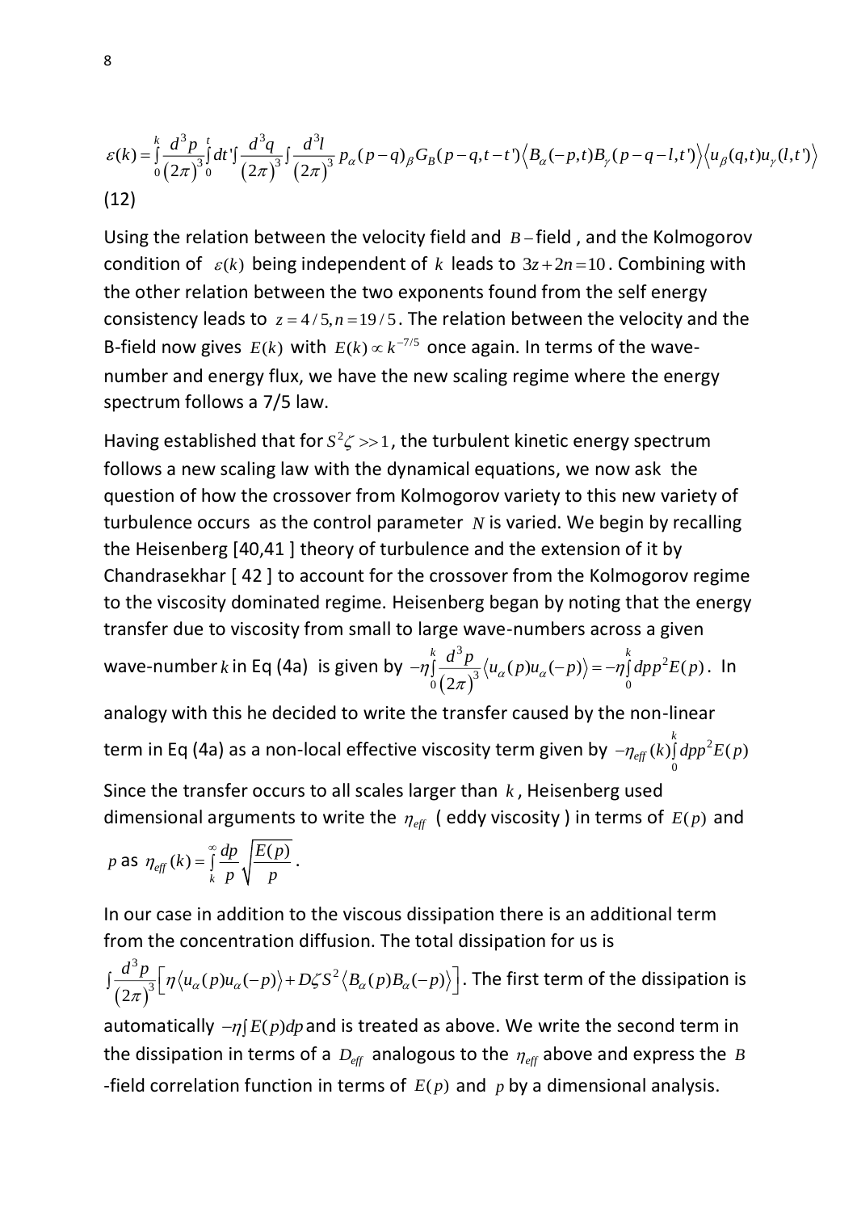$$\varepsilon(k)=\int_0^k \frac{d^3p}{(2\pi)^3}\int_0^t dt'\int \frac{d^3q}{(2\pi)^3}\int \frac{d^3l}{(2\pi)^3}\, p_\alpha (p-q)_\beta G_B(p-q,t-t')\left\langle B_\alpha(-p,t)B_\gamma(p-q-l,t')\right\rangle \left\langle u_\beta(q,t)u_\gamma(l,t')\right\rangle$$

(12)

Using the relation between the velocity field and $B$ – field , and the Kolmogorov condition of $\varepsilon(k)$ being independent of $k$ leads to $3z+2n=10$. Combining with the other relation between the two exponents found from the self energy consistency leads to $z=4/5, n=19/5$. The relation between the velocity and the B-field now gives $E(k)$ with $E(k)\propto k^{-7/5}$ once again. In terms of the wave-number and energy flux, we have the new scaling regime where the energy spectrum follows a 7/5 law.

Having established that for $S^2\zeta >> 1$, the turbulent kinetic energy spectrum follows a new scaling law with the dynamical equations, we now ask the question of how the crossover from Kolmogorov variety to this new variety of turbulence occurs as the control parameter $N$ is varied. We begin by recalling the Heisenberg [40,41 ] theory of turbulence and the extension of it by Chandrasekhar [ 42 ] to account for the crossover from the Kolmogorov regime to the viscosity dominated regime. Heisenberg began by noting that the energy transfer due to viscosity from small to large wave-numbers across a given wave-number $k$ in Eq (4a) is given by $-\eta\int_0^k \frac{d^3p}{(2\pi)^3}\left\langle u_\alpha(p)u_\alpha(-p)\right\rangle = -\eta\int_0^k dp p^2 E(p)$. In analogy with this he decided to write the transfer caused by the non-linear term in Eq (4a) as a non-local effective viscosity term given by $-\eta_{eff}(k)\int_0^k dp p^2 E(p)$

Since the transfer occurs to all scales larger than $k$, Heisenberg used dimensional arguments to write the $\eta_{eff}$ ( eddy viscosity ) in terms of $E(p)$ and $p$ as $\eta_{eff}(k)=\int_k^\infty \frac{dp}{p}\sqrt{\frac{E(p)}{p}}$.

In our case in addition to the viscous dissipation there is an additional term from the concentration diffusion. The total dissipation for us is $\int \frac{d^3p}{(2\pi)^3}\left[\eta\left\langle u_\alpha(p)u_\alpha(-p)\right\rangle + D\zeta S^2\left\langle B_\alpha(p)B_\alpha(-p)\right\rangle\right]$. The first term of the dissipation is automatically $-\eta\int E(p)dp$ and is treated as above. We write the second term in the dissipation in terms of a $D_{eff}$ analogous to the $\eta_{eff}$ above and express the $B$ -field correlation function in terms of $E(p)$ and $p$ by a dimensional analysis.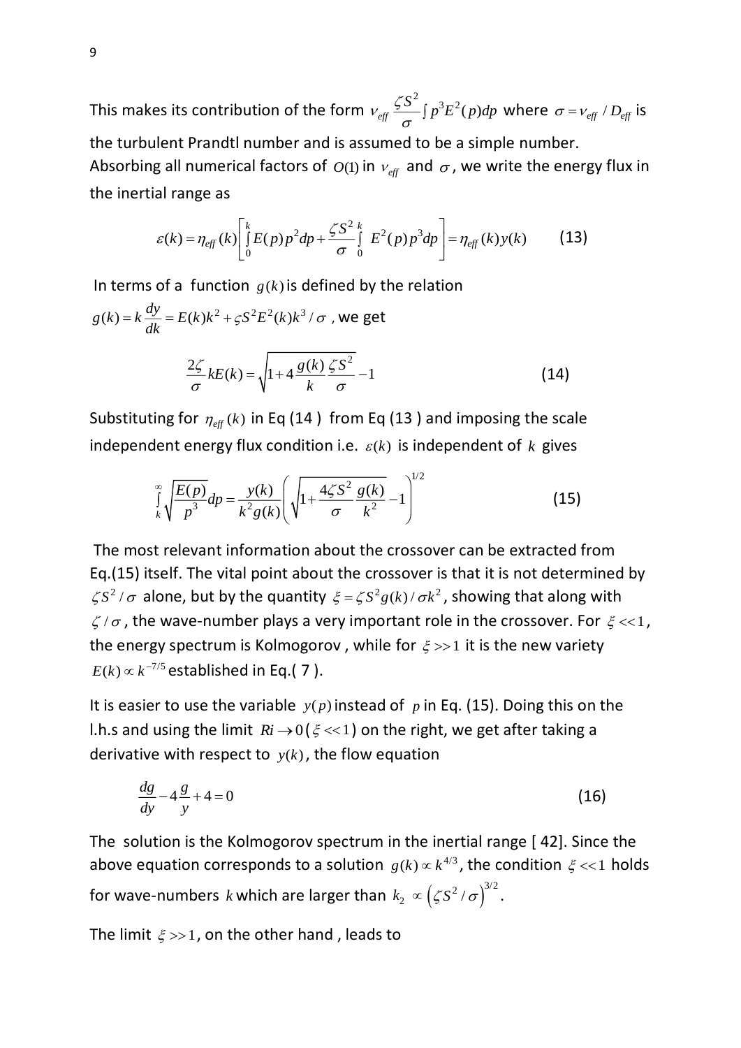This makes its contribution of the form $\nu_{eff}\dfrac{\zeta S^2}{\sigma}\int p^3 E^2(p)dp$ where $\sigma = \nu_{eff}/D_{eff}$ is the turbulent Prandtl number and is assumed to be a simple number. Absorbing all numerical factors of $O(1)$ in $\nu_{eff}$ and $\sigma$, we write the energy flux in the inertial range as

$$\varepsilon(k) = \eta_{eff}(k)\left[\int_0^k E(p)p^2 dp + \frac{\zeta S^2}{\sigma}\int_0^k E^2(p)p^3 dp\right] = \eta_{eff}(k)y(k) \qquad (13)$$

In terms of a function $g(k)$ is defined by the relation $g(k) = k\dfrac{dy}{dk} = E(k)k^2 + \varsigma S^2 E^2(k)k^3/\sigma$ , we get

$$\frac{2\zeta}{\sigma}kE(k) = \sqrt{1 + 4\frac{g(k)}{k}\frac{\zeta S^2}{\sigma}} - 1 \qquad (14)$$

Substituting for $\eta_{eff}(k)$ in Eq (14 ) from Eq (13 ) and imposing the scale independent energy flux condition i.e. $\varepsilon(k)$ is independent of $k$ gives

$$\int_k^\infty \sqrt{\frac{E(p)}{p^3}}dp = \frac{y(k)}{k^2 g(k)}\left(\sqrt{1 + \frac{4\zeta S^2}{\sigma}\frac{g(k)}{k^2}} - 1\right)^{1/2} \qquad (15)$$

The most relevant information about the crossover can be extracted from Eq.(15) itself. The vital point about the crossover is that it is not determined by $\zeta S^2/\sigma$ alone, but by the quantity $\xi = \zeta S^2 g(k)/\sigma k^2$, showing that along with $\zeta/\sigma$, the wave-number plays a very important role in the crossover. For $\xi << 1$, the energy spectrum is Kolmogorov , while for $\xi >> 1$ it is the new variety $E(k) \propto k^{-7/5}$ established in Eq.( 7 ).

It is easier to use the variable $y(p)$ instead of $p$ in Eq. (15). Doing this on the l.h.s and using the limit $Ri \to 0$ ($\xi << 1$) on the right, we get after taking a derivative with respect to $y(k)$, the flow equation

$$\frac{dg}{dy} - 4\frac{g}{y} + 4 = 0 \qquad (16)$$

The solution is the Kolmogorov spectrum in the inertial range [ 42]. Since the above equation corresponds to a solution $g(k) \propto k^{4/3}$, the condition $\xi << 1$ holds for wave-numbers $k$ which are larger than $k_2 \propto \left(\zeta S^2/\sigma\right)^{3/2}$.

The limit $\xi >> 1$, on the other hand , leads to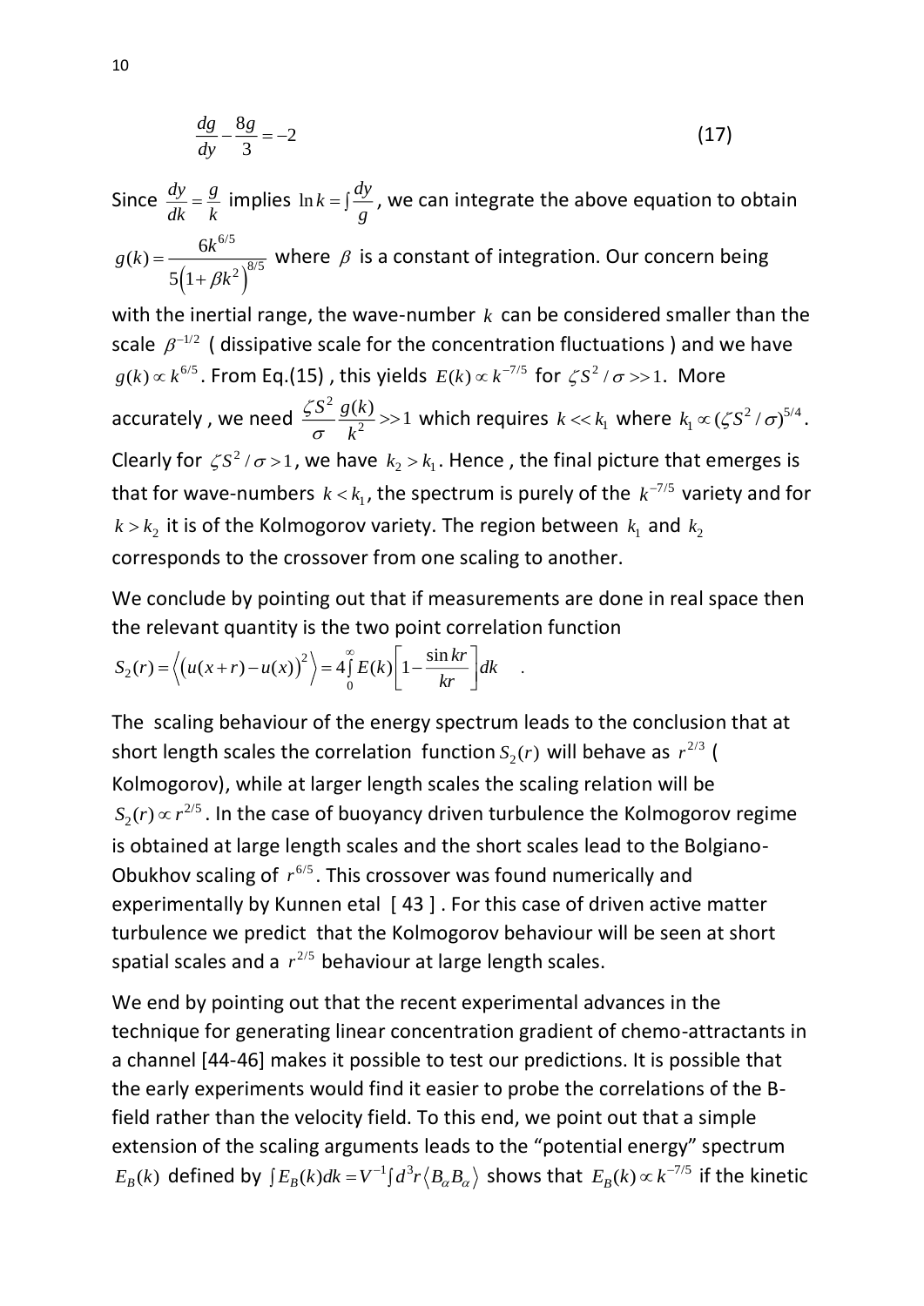$$\frac{dg}{dy} - \frac{8g}{3} = -2 \tag{17}$$

Since $\frac{dy}{dk} = \frac{g}{k}$ implies $\ln k = \int \frac{dy}{g}$, we can integrate the above equation to obtain $g(k) = \frac{6k^{6/5}}{5\left(1+\beta k^2\right)^{8/5}}$ where $\beta$ is a constant of integration. Our concern being with the inertial range, the wave-number $k$ can be considered smaller than the scale $\beta^{-1/2}$ ( dissipative scale for the concentration fluctuations ) and we have $g(k) \propto k^{6/5}$. From Eq.(15) , this yields $E(k) \propto k^{-7/5}$ for $\zeta S^2 / \sigma >> 1$. More accurately , we need $\frac{\zeta S^2}{\sigma} \frac{g(k)}{k^2} >> 1$ which requires $k << k_1$ where $k_1 \propto (\zeta S^2 / \sigma)^{5/4}$. Clearly for $\zeta S^2 / \sigma > 1$, we have $k_2 > k_1$. Hence , the final picture that emerges is that for wave-numbers $k < k_1$, the spectrum is purely of the $k^{-7/5}$ variety and for $k > k_2$ it is of the Kolmogorov variety. The region between $k_1$ and $k_2$ corresponds to the crossover from one scaling to another.

We conclude by pointing out that if measurements are done in real space then the relevant quantity is the two point correlation function

$$S_2(r) = \left\langle \left(u(x+r) - u(x)\right)^2 \right\rangle = 4\int_0^\infty E(k)\left[1 - \frac{\sin kr}{kr}\right] dk \quad .$$

The scaling behaviour of the energy spectrum leads to the conclusion that at short length scales the correlation function $S_2(r)$ will behave as $r^{2/3}$ ( Kolmogorov), while at larger length scales the scaling relation will be $S_2(r) \propto r^{2/5}$. In the case of buoyancy driven turbulence the Kolmogorov regime is obtained at large length scales and the short scales lead to the Bolgiano-Obukhov scaling of $r^{6/5}$. This crossover was found numerically and experimentally by Kunnen etal [ 43 ] . For this case of driven active matter turbulence we predict that the Kolmogorov behaviour will be seen at short spatial scales and a $r^{2/5}$ behaviour at large length scales.

We end by pointing out that the recent experimental advances in the technique for generating linear concentration gradient of chemo-attractants in a channel [44-46] makes it possible to test our predictions. It is possible that the early experiments would find it easier to probe the correlations of the B-field rather than the velocity field. To this end, we point out that a simple extension of the scaling arguments leads to the "potential energy" spectrum $E_B(k)$ defined by $\int E_B(k) dk = V^{-1} \int d^3 r \left\langle B_\alpha B_\alpha \right\rangle$ shows that $E_B(k) \propto k^{-7/5}$ if the kinetic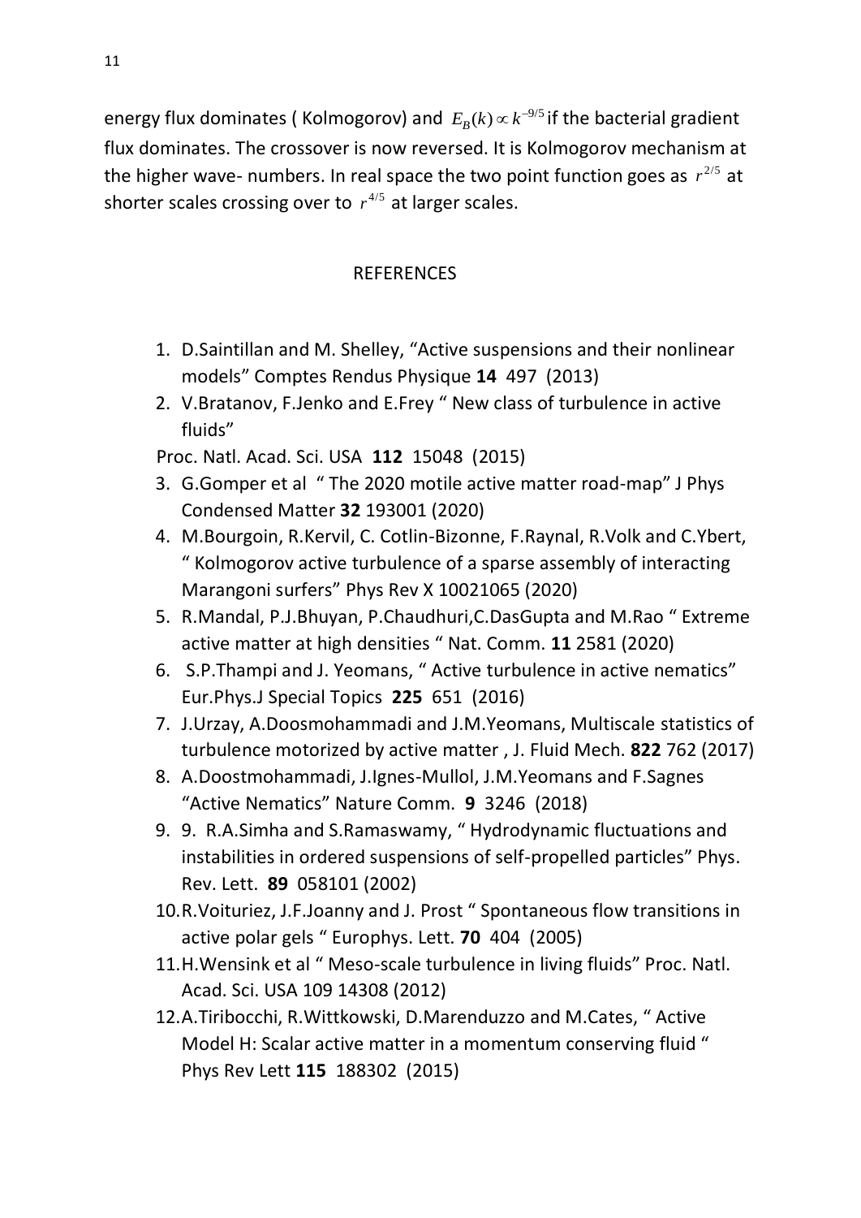energy flux dominates ( Kolmogorov) and $E_B(k) \propto k^{-9/5}$ if the bacterial gradient flux dominates. The crossover is now reversed. It is Kolmogorov mechanism at the higher wave- numbers. In real space the two point function goes as $r^{2/5}$ at shorter scales crossing over to $r^{4/5}$ at larger scales.

## REFERENCES

1. D.Saintillan and M. Shelley, "Active suspensions and their nonlinear models" Comptes Rendus Physique **14** 497 (2013)
2. V.Bratanov, F.Jenko and E.Frey " New class of turbulence in active fluids"

   Proc. Natl. Acad. Sci. USA **112** 15048 (2015)
3. G.Gomper et al " The 2020 motile active matter road-map" J Phys Condensed Matter **32** 193001 (2020)
4. M.Bourgoin, R.Kervil, C. Cotlin-Bizonne, F.Raynal, R.Volk and C.Ybert, " Kolmogorov active turbulence of a sparse assembly of interacting Marangoni surfers" Phys Rev X 10021065 (2020)
5. R.Mandal, P.J.Bhuyan, P.Chaudhuri,C.DasGupta and M.Rao " Extreme active matter at high densities " Nat. Comm. **11** 2581 (2020)
6. S.P.Thampi and J. Yeomans, " Active turbulence in active nematics" Eur.Phys.J Special Topics **225** 651 (2016)
7. J.Urzay, A.Doosmohammadi and J.M.Yeomans, Multiscale statistics of turbulence motorized by active matter , J. Fluid Mech. **822** 762 (2017)
8. A.Doostmohammadi, J.Ignes-Mullol, J.M.Yeomans and F.Sagnes "Active Nematics" Nature Comm. **9** 3246 (2018)
9. 9. R.A.Simha and S.Ramaswamy, " Hydrodynamic fluctuations and instabilities in ordered suspensions of self-propelled particles" Phys. Rev. Lett. **89** 058101 (2002)
10. R.Voituriez, J.F.Joanny and J. Prost " Spontaneous flow transitions in active polar gels " Europhys. Lett. **70** 404 (2005)
11. H.Wensink et al " Meso-scale turbulence in living fluids" Proc. Natl. Acad. Sci. USA 109 14308 (2012)
12. A.Tiribocchi, R.Wittkowski, D.Marenduzzo and M.Cates, " Active Model H: Scalar active matter in a momentum conserving fluid " Phys Rev Lett **115** 188302 (2015)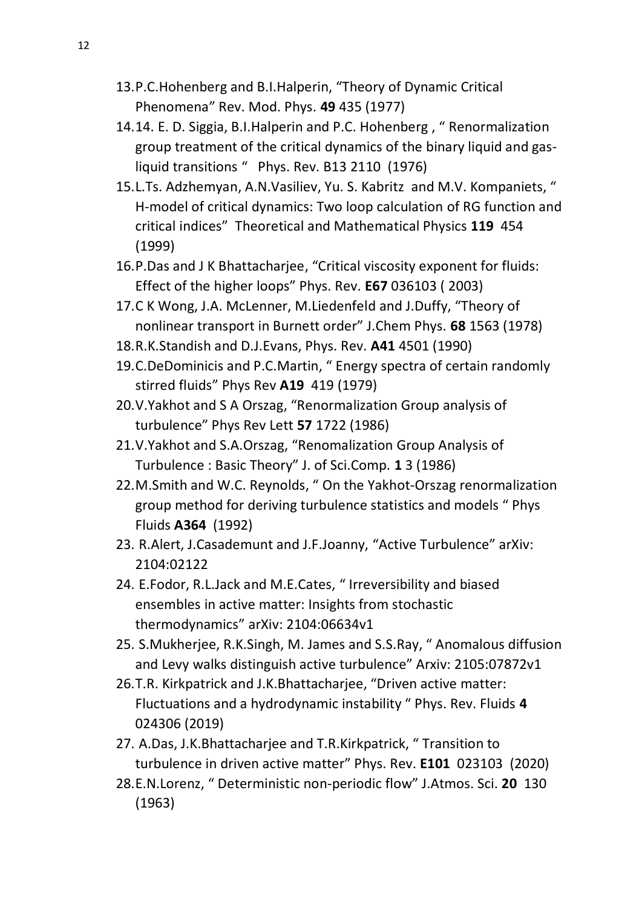13. P.C.Hohenberg and B.I.Halperin, "Theory of Dynamic Critical Phenomena" Rev. Mod. Phys. **49** 435 (1977)
14. 14. E. D. Siggia, B.I.Halperin and P.C. Hohenberg , " Renormalization group treatment of the critical dynamics of the binary liquid and gas-liquid transitions " Phys. Rev. B13 2110 (1976)
15. L.Ts. Adzhemyan, A.N.Vasiliev, Yu. S. Kabritz and M.V. Kompaniets, " H-model of critical dynamics: Two loop calculation of RG function and critical indices" Theoretical and Mathematical Physics **119** 454 (1999)
16. P.Das and J K Bhattacharjee, "Critical viscosity exponent for fluids: Effect of the higher loops" Phys. Rev. **E67** 036103 ( 2003)
17. C K Wong, J.A. McLenner, M.Liedenfeld and J.Duffy, "Theory of nonlinear transport in Burnett order" J.Chem Phys. **68** 1563 (1978)
18. R.K.Standish and D.J.Evans, Phys. Rev. **A41** 4501 (1990)
19. C.DeDominicis and P.C.Martin, " Energy spectra of certain randomly stirred fluids" Phys Rev **A19** 419 (1979)
20. V.Yakhot and S A Orszag, "Renormalization Group analysis of turbulence" Phys Rev Lett **57** 1722 (1986)
21. V.Yakhot and S.A.Orszag, "Renomalization Group Analysis of Turbulence : Basic Theory" J. of Sci.Comp. **1** 3 (1986)
22. M.Smith and W.C. Reynolds, " On the Yakhot-Orszag renormalization group method for deriving turbulence statistics and models " Phys Fluids **A364** (1992)
23. R.Alert, J.Casademunt and J.F.Joanny, "Active Turbulence" arXiv: 2104:02122
24. E.Fodor, R.L.Jack and M.E.Cates, " Irreversibility and biased ensembles in active matter: Insights from stochastic thermodynamics" arXiv: 2104:06634v1
25. S.Mukherjee, R.K.Singh, M. James and S.S.Ray, " Anomalous diffusion and Levy walks distinguish active turbulence" Arxiv: 2105:07872v1
26. T.R. Kirkpatrick and J.K.Bhattacharjee, "Driven active matter: Fluctuations and a hydrodynamic instability " Phys. Rev. Fluids **4** 024306 (2019)
27. A.Das, J.K.Bhattacharjee and T.R.Kirkpatrick, " Transition to turbulence in driven active matter" Phys. Rev. **E101** 023103 (2020)
28. E.N.Lorenz, " Deterministic non-periodic flow" J.Atmos. Sci. **20** 130 (1963)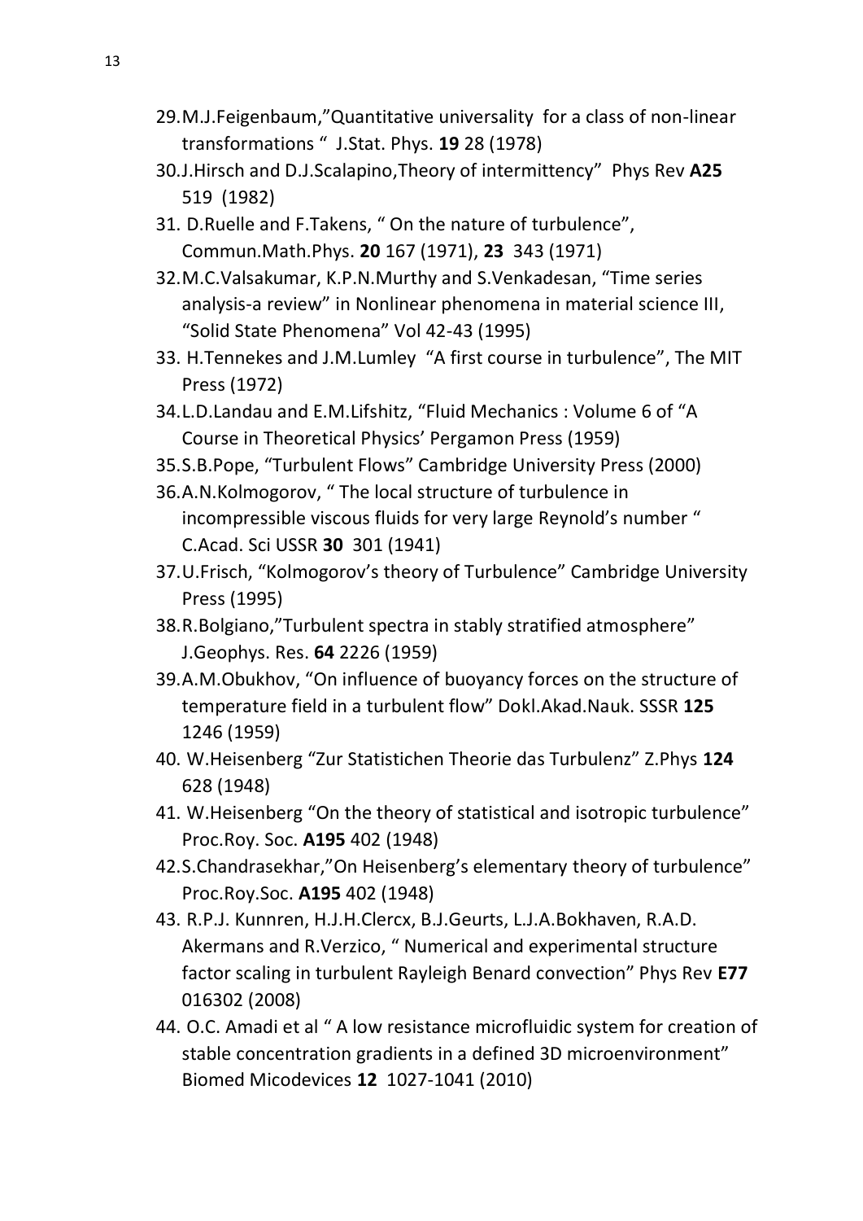29. M.J.Feigenbaum,"Quantitative universality for a class of non-linear transformations " J.Stat. Phys. **19** 28 (1978)
30. J.Hirsch and D.J.Scalapino,Theory of intermittency" Phys Rev **A25** 519 (1982)
31. D.Ruelle and F.Takens, " On the nature of turbulence", Commun.Math.Phys. **20** 167 (1971), **23** 343 (1971)
32. M.C.Valsakumar, K.P.N.Murthy and S.Venkadesan, "Time series analysis-a review" in Nonlinear phenomena in material science III, "Solid State Phenomena" Vol 42-43 (1995)
33. H.Tennekes and J.M.Lumley "A first course in turbulence", The MIT Press (1972)
34. L.D.Landau and E.M.Lifshitz, "Fluid Mechanics : Volume 6 of "A Course in Theoretical Physics' Pergamon Press (1959)
35. S.B.Pope, "Turbulent Flows" Cambridge University Press (2000)
36. A.N.Kolmogorov, " The local structure of turbulence in incompressible viscous fluids for very large Reynold's number " C.Acad. Sci USSR **30** 301 (1941)
37. U.Frisch, "Kolmogorov's theory of Turbulence" Cambridge University Press (1995)
38. R.Bolgiano,"Turbulent spectra in stably stratified atmosphere" J.Geophys. Res. **64** 2226 (1959)
39. A.M.Obukhov, "On influence of buoyancy forces on the structure of temperature field in a turbulent flow" Dokl.Akad.Nauk. SSSR **125** 1246 (1959)
40. W.Heisenberg "Zur Statistichen Theorie das Turbulenz" Z.Phys **124** 628 (1948)
41. W.Heisenberg "On the theory of statistical and isotropic turbulence" Proc.Roy. Soc. **A195** 402 (1948)
42. S.Chandrasekhar,"On Heisenberg's elementary theory of turbulence" Proc.Roy.Soc. **A195** 402 (1948)
43. R.P.J. Kunnren, H.J.H.Clercx, B.J.Geurts, L.J.A.Bokhaven, R.A.D. Akermans and R.Verzico, " Numerical and experimental structure factor scaling in turbulent Rayleigh Benard convection" Phys Rev **E77** 016302 (2008)
44. O.C. Amadi et al " A low resistance microfluidic system for creation of stable concentration gradients in a defined 3D microenvironment" Biomed Micodevices **12** 1027-1041 (2010)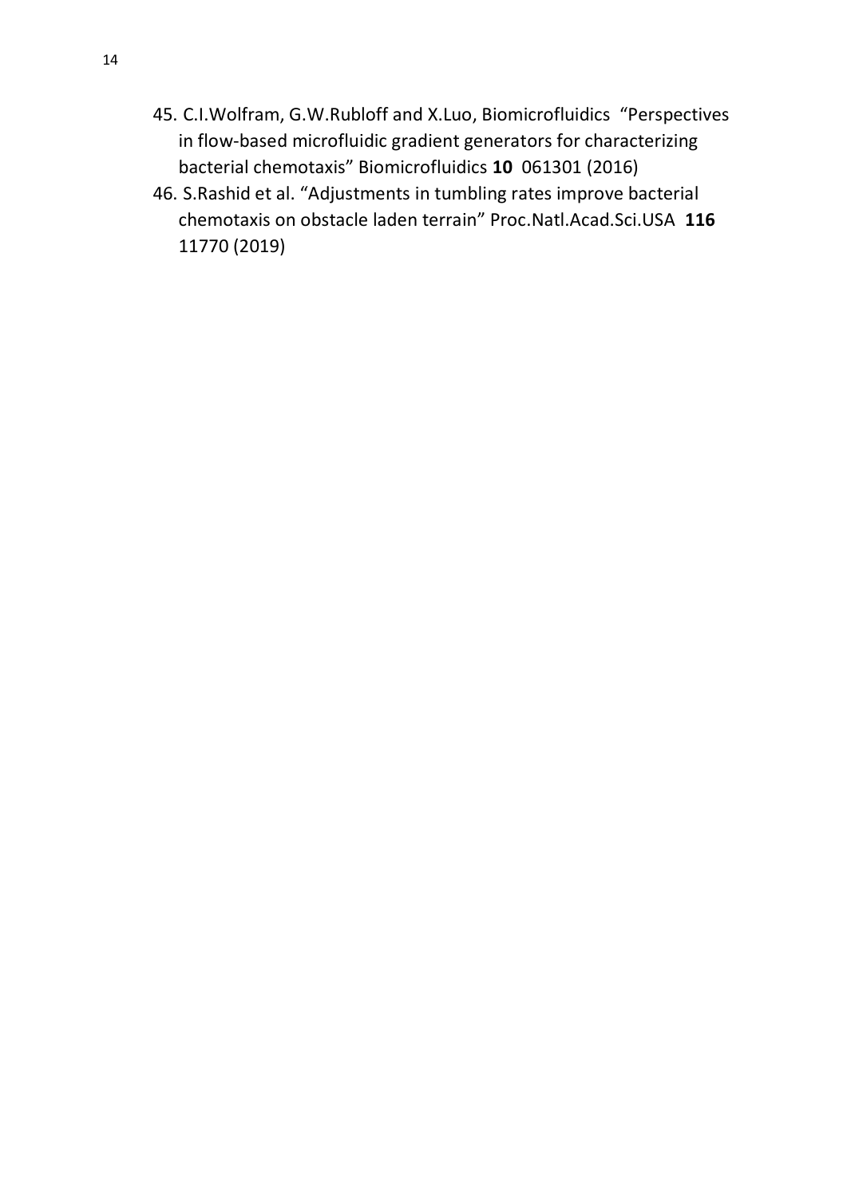45. C.I.Wolfram, G.W.Rubloff and X.Luo, Biomicrofluidics "Perspectives in flow-based microfluidic gradient generators for characterizing bacterial chemotaxis" Biomicrofluidics **10** 061301 (2016)
46. S.Rashid et al. "Adjustments in tumbling rates improve bacterial chemotaxis on obstacle laden terrain" Proc.Natl.Acad.Sci.USA **116** 11770 (2019)